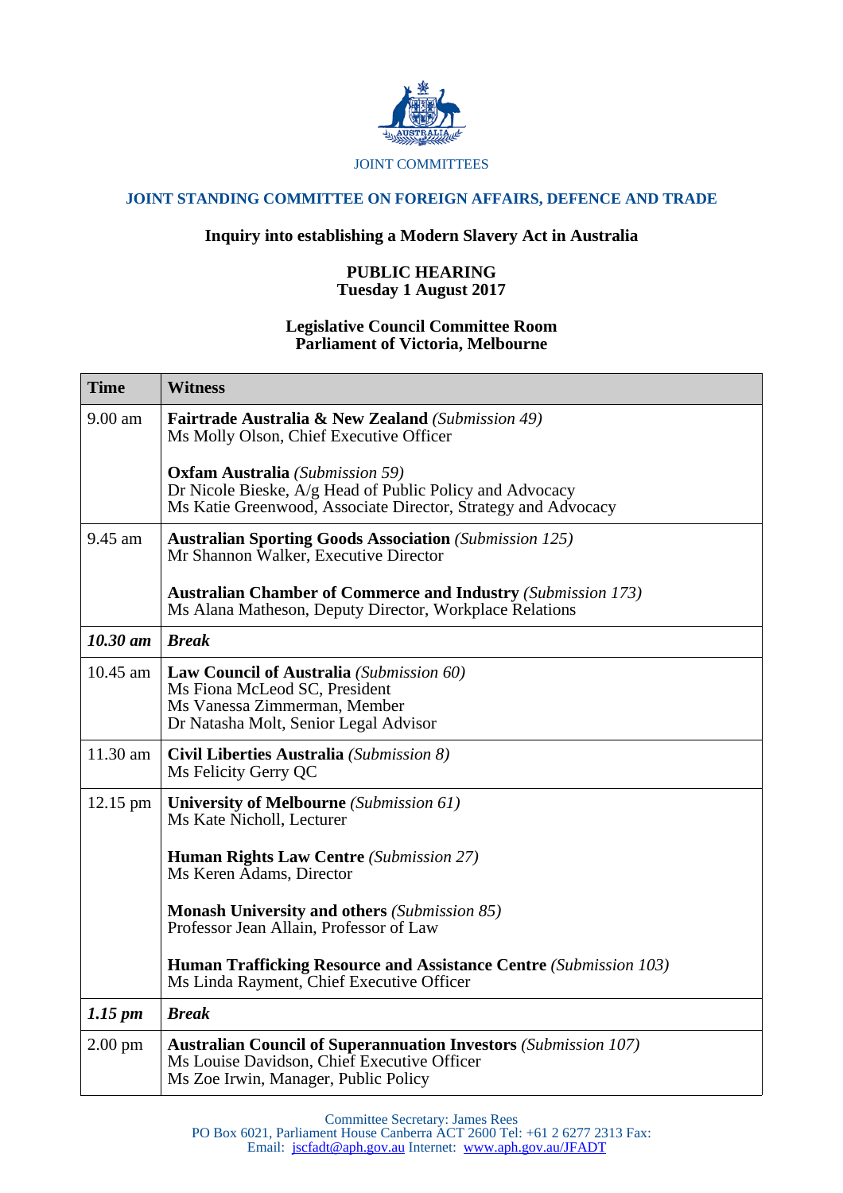JOINT COMMITTEES

# JOINT STANDING COMMITTEE ON FOREIGN AFFAIRS, DEFENCE AND TRADE

## Inquiry into establishing a Modern Slavery Act in Australia

**PUBLIC HEARING**
**Tuesday 1 August 2017**

**Legislative Council Committee Room**
**Parliament of Victoria, Melbourne**

| Time | Witness |
|---|---|
| 9.00 am | **Fairtrade Australia & New Zealand** *(Submission 49)*<br>Ms Molly Olson, Chief Executive Officer<br><br>**Oxfam Australia** *(Submission 59)*<br>Dr Nicole Bieske, A/g Head of Public Policy and Advocacy<br>Ms Katie Greenwood, Associate Director, Strategy and Advocacy |
| 9.45 am | **Australian Sporting Goods Association** *(Submission 125)*<br>Mr Shannon Walker, Executive Director<br><br>**Australian Chamber of Commerce and Industry** *(Submission 173)*<br>Ms Alana Matheson, Deputy Director, Workplace Relations |
| ***10.30 am*** | ***Break*** |
| 10.45 am | **Law Council of Australia** *(Submission 60)*<br>Ms Fiona McLeod SC, President<br>Ms Vanessa Zimmerman, Member<br>Dr Natasha Molt, Senior Legal Advisor |
| 11.30 am | **Civil Liberties Australia** *(Submission 8)*<br>Ms Felicity Gerry QC |
| 12.15 pm | **University of Melbourne** *(Submission 61)*<br>Ms Kate Nicholl, Lecturer<br><br>**Human Rights Law Centre** *(Submission 27)*<br>Ms Keren Adams, Director<br><br>**Monash University and others** *(Submission 85)*<br>Professor Jean Allain, Professor of Law<br><br>**Human Trafficking Resource and Assistance Centre** *(Submission 103)*<br>Ms Linda Rayment, Chief Executive Officer |
| ***1.15 pm*** | ***Break*** |
| 2.00 pm | **Australian Council of Superannuation Investors** *(Submission 107)*<br>Ms Louise Davidson, Chief Executive Officer<br>Ms Zoe Irwin, Manager, Public Policy |

Committee Secretary: James Rees
PO Box 6021, Parliament House Canberra ACT 2600 Tel: +61 2 6277 2313 Fax:
Email: jscfadt@aph.gov.au Internet: www.aph.gov.au/JFADT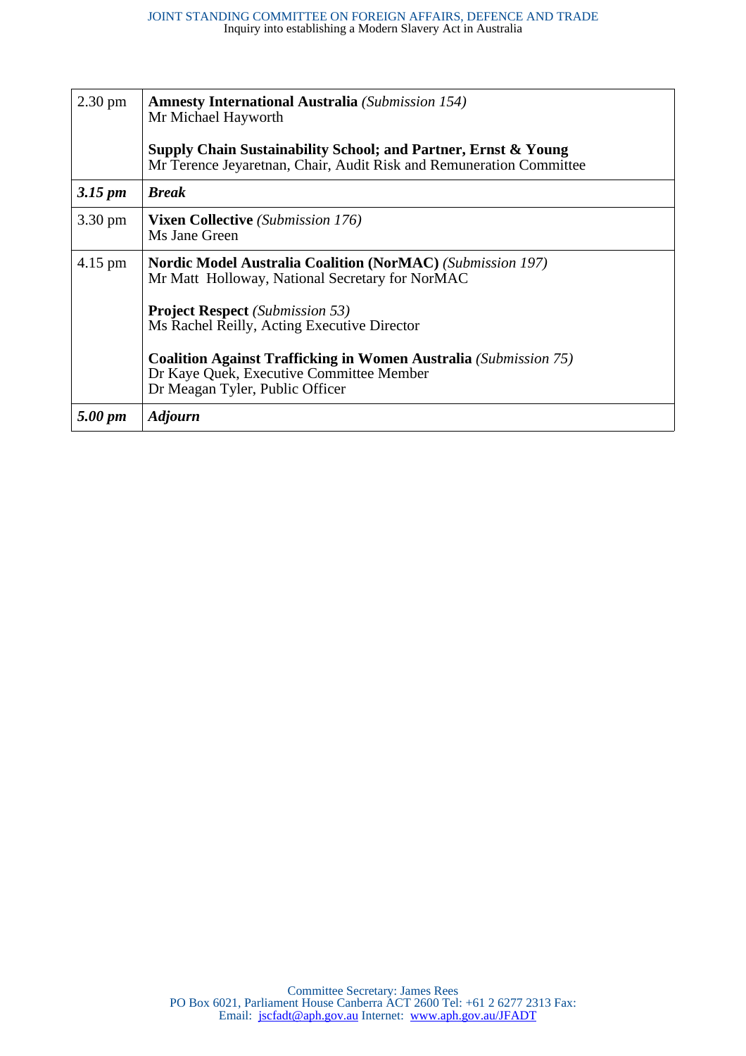| | |
|---|---|
| 2.30 pm | **Amnesty International Australia** *(Submission 154)*<br>Mr Michael Hayworth<br><br>**Supply Chain Sustainability School; and Partner, Ernst & Young**<br>Mr Terence Jeyaretnan, Chair, Audit Risk and Remuneration Committee |
| ***3.15 pm*** | ***Break*** |
| 3.30 pm | **Vixen Collective** *(Submission 176)*<br>Ms Jane Green |
| 4.15 pm | **Nordic Model Australia Coalition (NorMAC)** *(Submission 197)*<br>Mr Matt Holloway, National Secretary for NorMAC<br><br>**Project Respect** *(Submission 53)*<br>Ms Rachel Reilly, Acting Executive Director<br><br>**Coalition Against Trafficking in Women Australia** *(Submission 75)*<br>Dr Kaye Quek, Executive Committee Member<br>Dr Meagan Tyler, Public Officer |
| ***5.00 pm*** | ***Adjourn*** |

Committee Secretary: James Rees
PO Box 6021, Parliament House Canberra ACT 2600 Tel: +61 2 6277 2313 Fax:
Email: jscfadt@aph.gov.au Internet: www.aph.gov.au/JFADT